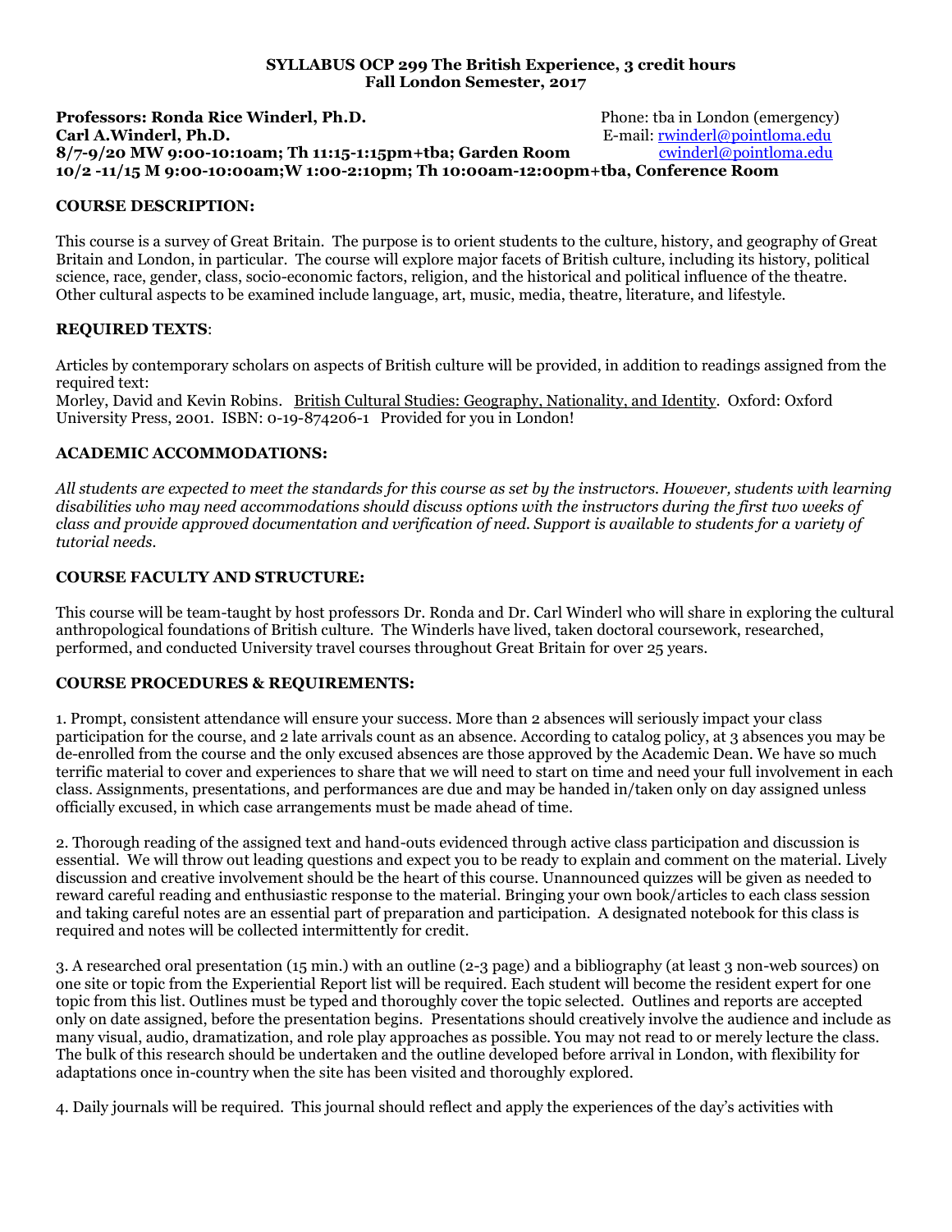**SYLLABUS OCP 299 The British Experience, 3 credit hours**
**Fall London Semester, 2017**

**Professors: Ronda Rice Winderl, Ph.D.** Phone: tba in London (emergency)
**Carl A.Winderl, Ph.D.** E-mail: rwinderl@pointloma.edu
**8/7-9/20 MW 9:00-10:10am; Th 11:15-1:15pm+tba; Garden Room** cwinderl@pointloma.edu
**10/2 -11/15 M 9:00-10:00am;W 1:00-2:10pm; Th 10:00am-12:00pm+tba, Conference Room**

## COURSE DESCRIPTION:

This course is a survey of Great Britain. The purpose is to orient students to the culture, history, and geography of Great Britain and London, in particular. The course will explore major facets of British culture, including its history, political science, race, gender, class, socio-economic factors, religion, and the historical and political influence of the theatre. Other cultural aspects to be examined include language, art, music, media, theatre, literature, and lifestyle.

## REQUIRED TEXTS:

Articles by contemporary scholars on aspects of British culture will be provided, in addition to readings assigned from the required text:
Morley, David and Kevin Robins. British Cultural Studies: Geography, Nationality, and Identity. Oxford: Oxford University Press, 2001. ISBN: 0-19-874206-1 Provided for you in London!

## ACADEMIC ACCOMMODATIONS:

*All students are expected to meet the standards for this course as set by the instructors. However, students with learning disabilities who may need accommodations should discuss options with the instructors during the first two weeks of class and provide approved documentation and verification of need. Support is available to students for a variety of tutorial needs.*

## COURSE FACULTY AND STRUCTURE:

This course will be team-taught by host professors Dr. Ronda and Dr. Carl Winderl who will share in exploring the cultural anthropological foundations of British culture. The Winderls have lived, taken doctoral coursework, researched, performed, and conducted University travel courses throughout Great Britain for over 25 years.

## COURSE PROCEDURES & REQUIREMENTS:

1. Prompt, consistent attendance will ensure your success. More than 2 absences will seriously impact your class participation for the course, and 2 late arrivals count as an absence. According to catalog policy, at 3 absences you may be de-enrolled from the course and the only excused absences are those approved by the Academic Dean. We have so much terrific material to cover and experiences to share that we will need to start on time and need your full involvement in each class. Assignments, presentations, and performances are due and may be handed in/taken only on day assigned unless officially excused, in which case arrangements must be made ahead of time.

2. Thorough reading of the assigned text and hand-outs evidenced through active class participation and discussion is essential. We will throw out leading questions and expect you to be ready to explain and comment on the material. Lively discussion and creative involvement should be the heart of this course. Unannounced quizzes will be given as needed to reward careful reading and enthusiastic response to the material. Bringing your own book/articles to each class session and taking careful notes are an essential part of preparation and participation. A designated notebook for this class is required and notes will be collected intermittently for credit.

3. A researched oral presentation (15 min.) with an outline (2-3 page) and a bibliography (at least 3 non-web sources) on one site or topic from the Experiential Report list will be required. Each student will become the resident expert for one topic from this list. Outlines must be typed and thoroughly cover the topic selected. Outlines and reports are accepted only on date assigned, before the presentation begins. Presentations should creatively involve the audience and include as many visual, audio, dramatization, and role play approaches as possible. You may not read to or merely lecture the class. The bulk of this research should be undertaken and the outline developed before arrival in London, with flexibility for adaptations once in-country when the site has been visited and thoroughly explored.

4. Daily journals will be required. This journal should reflect and apply the experiences of the day's activities with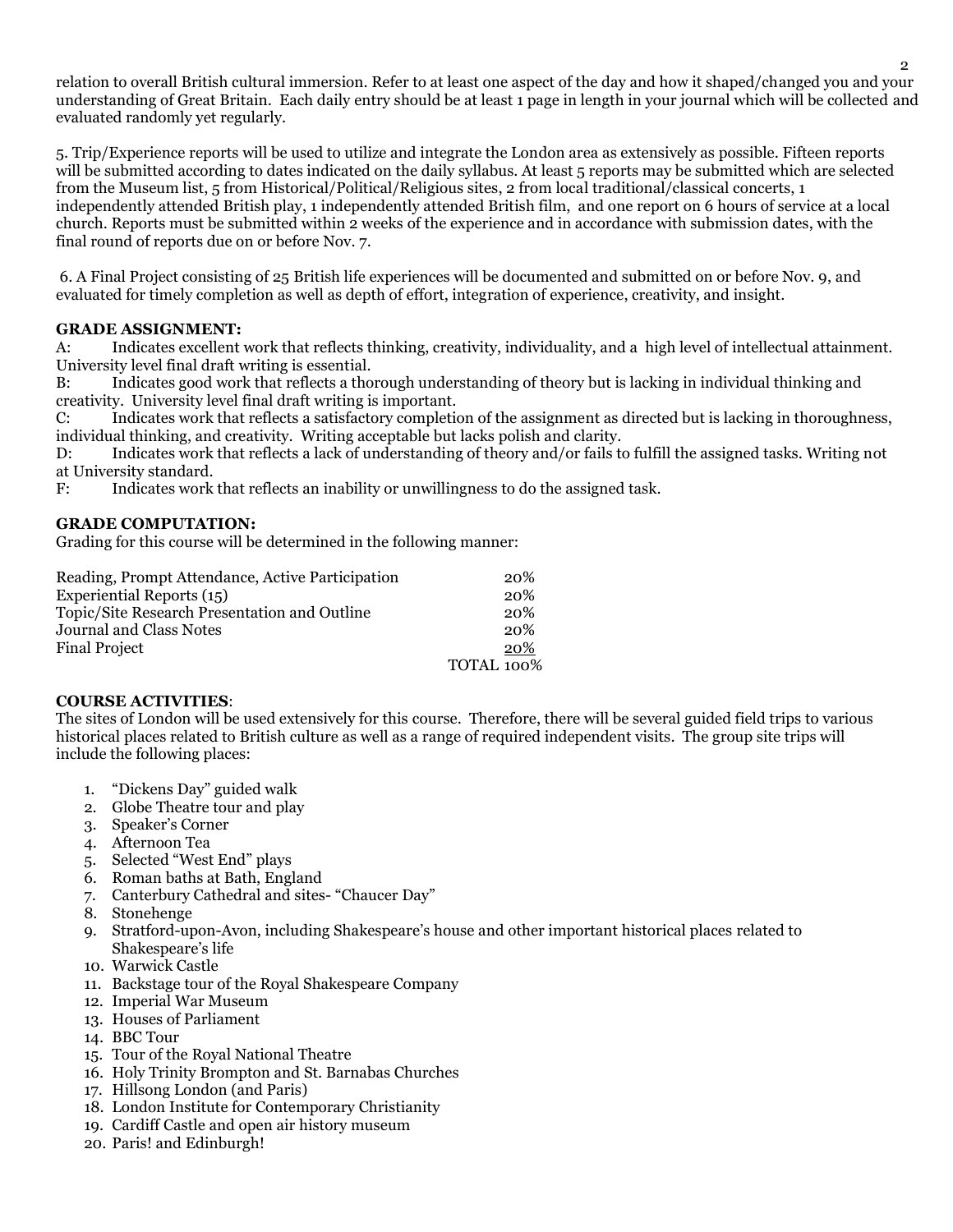relation to overall British cultural immersion. Refer to at least one aspect of the day and how it shaped/changed you and your understanding of Great Britain. Each daily entry should be at least 1 page in length in your journal which will be collected and evaluated randomly yet regularly.

5. Trip/Experience reports will be used to utilize and integrate the London area as extensively as possible. Fifteen reports will be submitted according to dates indicated on the daily syllabus. At least 5 reports may be submitted which are selected from the Museum list, 5 from Historical/Political/Religious sites, 2 from local traditional/classical concerts, 1 independently attended British play, 1 independently attended British film, and one report on 6 hours of service at a local church. Reports must be submitted within 2 weeks of the experience and in accordance with submission dates, with the final round of reports due on or before Nov. 7.

6. A Final Project consisting of 25 British life experiences will be documented and submitted on or before Nov. 9, and evaluated for timely completion as well as depth of effort, integration of experience, creativity, and insight.

**GRADE ASSIGNMENT:**

A: Indicates excellent work that reflects thinking, creativity, individuality, and a high level of intellectual attainment. University level final draft writing is essential.

B: Indicates good work that reflects a thorough understanding of theory but is lacking in individual thinking and creativity. University level final draft writing is important.

C: Indicates work that reflects a satisfactory completion of the assignment as directed but is lacking in thoroughness, individual thinking, and creativity. Writing acceptable but lacks polish and clarity.

D: Indicates work that reflects a lack of understanding of theory and/or fails to fulfill the assigned tasks. Writing not at University standard.

F: Indicates work that reflects an inability or unwillingness to do the assigned task.

**GRADE COMPUTATION:**

Grading for this course will be determined in the following manner:

| | |
|---|---|
| Reading, Prompt Attendance, Active Participation | 20% |
| Experiential Reports (15) | 20% |
| Topic/Site Research Presentation and Outline | 20% |
| Journal and Class Notes | 20% |
| Final Project | 20% |
| | TOTAL 100% |

**COURSE ACTIVITIES**:

The sites of London will be used extensively for this course. Therefore, there will be several guided field trips to various historical places related to British culture as well as a range of required independent visits. The group site trips will include the following places:

1. "Dickens Day" guided walk
2. Globe Theatre tour and play
3. Speaker's Corner
4. Afternoon Tea
5. Selected "West End" plays
6. Roman baths at Bath, England
7. Canterbury Cathedral and sites- "Chaucer Day"
8. Stonehenge
9. Stratford-upon-Avon, including Shakespeare's house and other important historical places related to Shakespeare's life
10. Warwick Castle
11. Backstage tour of the Royal Shakespeare Company
12. Imperial War Museum
13. Houses of Parliament
14. BBC Tour
15. Tour of the Royal National Theatre
16. Holy Trinity Brompton and St. Barnabas Churches
17. Hillsong London (and Paris)
18. London Institute for Contemporary Christianity
19. Cardiff Castle and open air history museum
20. Paris! and Edinburgh!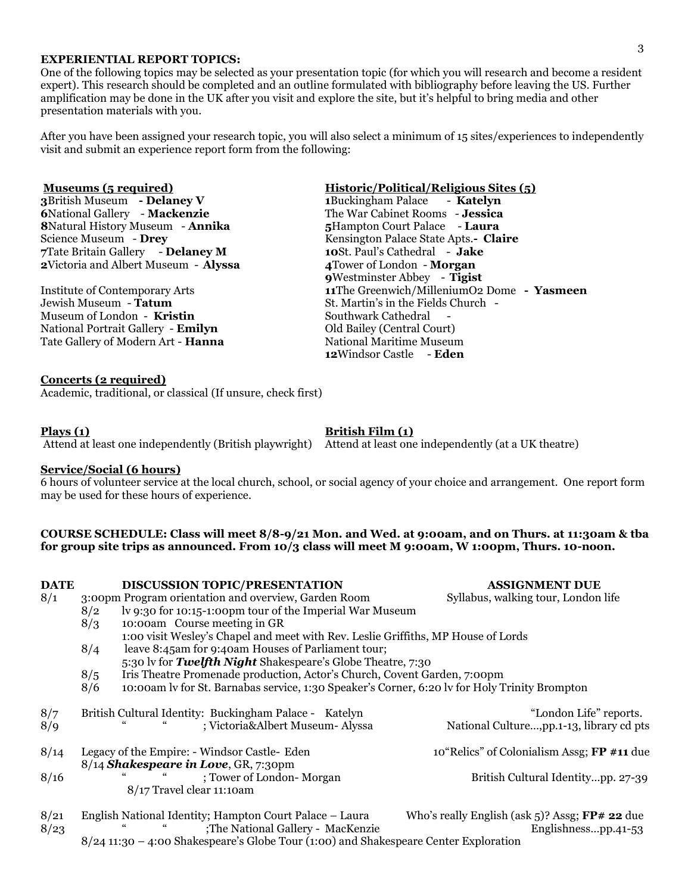**EXPERIENTIAL REPORT TOPICS:**

One of the following topics may be selected as your presentation topic (for which you will research and become a resident expert). This research should be completed and an outline formulated with bibliography before leaving the US. Further amplification may be done in the UK after you visit and explore the site, but it's helpful to bring media and other presentation materials with you.

After you have been assigned your research topic, you will also select a minimum of 15 sites/experiences to independently visit and submit an experience report form from the following:

**Museums (5 required)**

**3**British Museum **- Delaney V**
**6**National Gallery - **Mackenzie**
**8**Natural History Museum - **Annika**
Science Museum - **Drey**
**7**Tate Britain Gallery - **Delaney M**
**2**Victoria and Albert Museum - **Alyssa**

Institute of Contemporary Arts
Jewish Museum - **Tatum**
Museum of London - **Kristin**
National Portrait Gallery - **Emilyn**
Tate Gallery of Modern Art - **Hanna**

**Historic/Political/Religious Sites (5)**

**1**Buckingham Palace - **Katelyn**
The War Cabinet Rooms - **Jessica**
**5**Hampton Court Palace - **Laura**
Kensington Palace State Apts.**- Claire**
**10**St. Paul's Cathedral - **Jake**
**4**Tower of London - **Morgan**
**9**Westminster Abbey - **Tigist**
**11**The Greenwich/MilleniumO2 Dome **- Yasmeen**
St. Martin's in the Fields Church -
Southwark Cathedral -
Old Bailey (Central Court)
National Maritime Museum
**12**Windsor Castle - **Eden**

**Concerts (2 required)**

Academic, traditional, or classical (If unsure, check first)

**Plays (1)**

Attend at least one independently (British playwright)

**British Film (1)**

Attend at least one independently (at a UK theatre)

**Service/Social (6 hours)**

6 hours of volunteer service at the local church, school, or social agency of your choice and arrangement. One report form may be used for these hours of experience.

**COURSE SCHEDULE: Class will meet 8/8-9/21 Mon. and Wed. at 9:00am, and on Thurs. at 11:30am & tba for group site trips as announced. From 10/3 class will meet M 9:00am, W 1:00pm, Thurs. 10-noon.**

| DATE | DISCUSSION TOPIC/PRESENTATION | ASSIGNMENT DUE |
|---|---|---|
| 8/1 | 3:00pm Program orientation and overview, Garden Room | Syllabus, walking tour, London life |
| 8/2 | lv 9:30 for 10:15-1:00pm tour of the Imperial War Museum | |
| 8/3 | 10:00am Course meeting in GR; 1:00 visit Wesley's Chapel and meet with Rev. Leslie Griffiths, MP House of Lords | |
| 8/4 | leave 8:45am for 9:40am Houses of Parliament tour; 5:30 lv for ***Twelfth Night*** Shakespeare's Globe Theatre, 7:30 | |
| 8/5 | Iris Theatre Promenade production, Actor's Church, Covent Garden, 7:00pm | |
| 8/6 | 10:00am lv for St. Barnabas service, 1:30 Speaker's Corner, 6:20 lv for Holy Trinity Brompton | |
| 8/7 | British Cultural Identity: Buckingham Palace - Katelyn | "London Life" reports. |
| 8/9 | " " ; Victoria&Albert Museum- Alyssa | National Culture…,pp.1-13, library cd pts |
| 8/14 | Legacy of the Empire: - Windsor Castle- Eden; 8/14 ***Shakespeare in Love***, GR, 7:30pm | 10"Relics" of Colonialism Assg; **FP #11** due |
| 8/16 | " " ; Tower of London- Morgan; 8/17 Travel clear 11:10am | British Cultural Identity…pp. 27-39 |
| 8/21 | English National Identity; Hampton Court Palace – Laura | Who's really English (ask 5)? Assg; **FP# 22** due |
| 8/23 | " " ;The National Gallery - MacKenzie; 8/24 11:30 – 4:00 Shakespeare's Globe Tour (1:00) and Shakespeare Center Exploration | Englishness…pp.41-53 |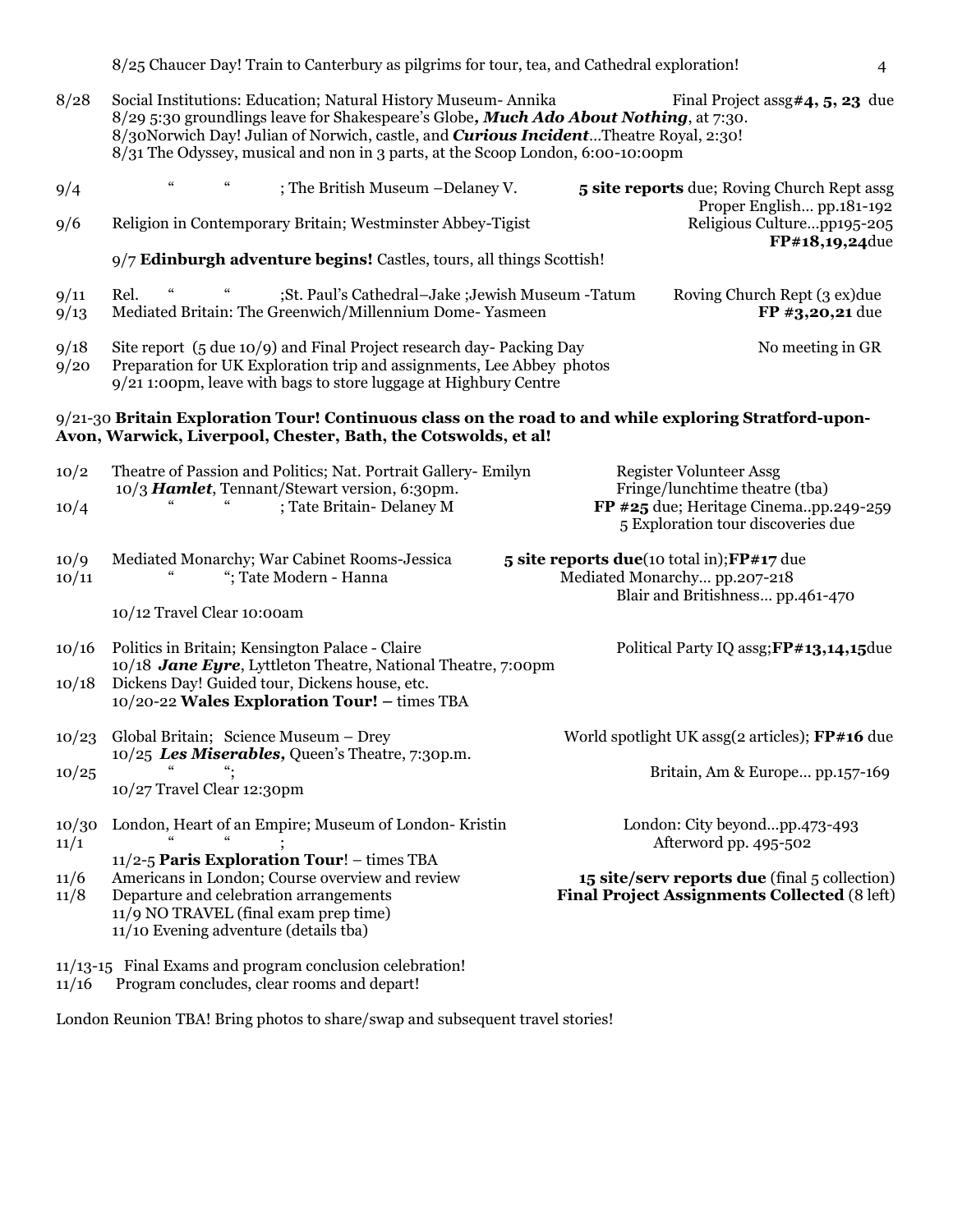8/25 Chaucer Day! Train to Canterbury as pilgrims for tour, tea, and Cathedral exploration!

| Date | Topic / Events | Assignments / Readings |
|---|---|---|
| 8/28 | Social Institutions: Education; Natural History Museum- Annika<br>8/29 5:30 groundlings leave for Shakespeare's Globe**, *Much Ado About Nothing***, at 7:30.<br>8/30Norwich Day! Julian of Norwich, castle, and ***Curious Incident***…Theatre Royal, 2:30!<br>8/31 The Odyssey, musical and non in 3 parts, at the Scoop London, 6:00-10:00pm | Final Project assg**#4, 5, 23** due |
| 9/4 | " " ; The British Museum –Delaney V. | **5 site reports** due; Roving Church Rept assg<br>Proper English… pp.181-192 |
| 9/6 | Religion in Contemporary Britain; Westminster Abbey-Tigist<br>9/7 **Edinburgh adventure begins!** Castles, tours, all things Scottish! | Religious Culture…pp195-205<br>**FP#18,19,24**due |
| 9/11 | Rel. " " ;St. Paul's Cathedral–Jake ;Jewish Museum -Tatum | Roving Church Rept (3 ex)due |
| 9/13 | Mediated Britain: The Greenwich/Millennium Dome- Yasmeen | **FP #3,20,21** due |
| 9/18 | Site report (5 due 10/9) and Final Project research day- Packing Day | No meeting in GR |
| 9/20 | Preparation for UK Exploration trip and assignments, Lee Abbey photos<br>9/21 1:00pm, leave with bags to store luggage at Highbury Centre | |

9/21-30 **Britain Exploration Tour! Continuous class on the road to and while exploring Stratford-upon-Avon, Warwick, Liverpool, Chester, Bath, the Cotswolds, et al!**

| Date | Topic / Events | Assignments / Readings |
|---|---|---|
| 10/2 | Theatre of Passion and Politics; Nat. Portrait Gallery- Emilyn<br>10/3 ***Hamlet***, Tennant/Stewart version, 6:30pm. | Register Volunteer Assg<br>Fringe/lunchtime theatre (tba) |
| 10/4 | " " ; Tate Britain- Delaney M | **FP #25** due; Heritage Cinema..pp.249-259<br>5 Exploration tour discoveries due |
| 10/9 | Mediated Monarchy; War Cabinet Rooms-Jessica | **5 site reports due**(10 total in);**FP#17** due |
| 10/11 | " "; Tate Modern - Hanna<br>10/12 Travel Clear 10:00am | Mediated Monarchy… pp.207-218<br>Blair and Britishness… pp.461-470 |
| 10/16 | Politics in Britain; Kensington Palace - Claire<br>10/18 ***Jane Eyre***, Lyttleton Theatre, National Theatre, 7:00pm | Political Party IQ assg;**FP#13,14,15**due |
| 10/18 | Dickens Day! Guided tour, Dickens house, etc.<br>10/20-22 **Wales Exploration Tour! –** times TBA | |
| 10/23 | Global Britain; Science Museum – Drey<br>10/25 ***Les Miserables***, Queen's Theatre, 7:30p.m. | World spotlight UK assg(2 articles); **FP#16** due |
| 10/25 | " ";<br>10/27 Travel Clear 12:30pm | Britain, Am & Europe… pp.157-169 |
| 10/30 | London, Heart of an Empire; Museum of London- Kristin | London: City beyond…pp.473-493 |
| 11/1 | " " ;<br>11/2-5 **Paris Exploration Tour**! – times TBA | Afterword pp. 495-502 |
| 11/6 | Americans in London; Course overview and review | **15 site/serv reports due** (final 5 collection) |
| 11/8 | Departure and celebration arrangements<br>11/9 NO TRAVEL (final exam prep time)<br>11/10 Evening adventure (details tba) | **Final Project Assignments Collected** (8 left) |

11/13-15 Final Exams and program conclusion celebration!
11/16 Program concludes, clear rooms and depart!

London Reunion TBA! Bring photos to share/swap and subsequent travel stories!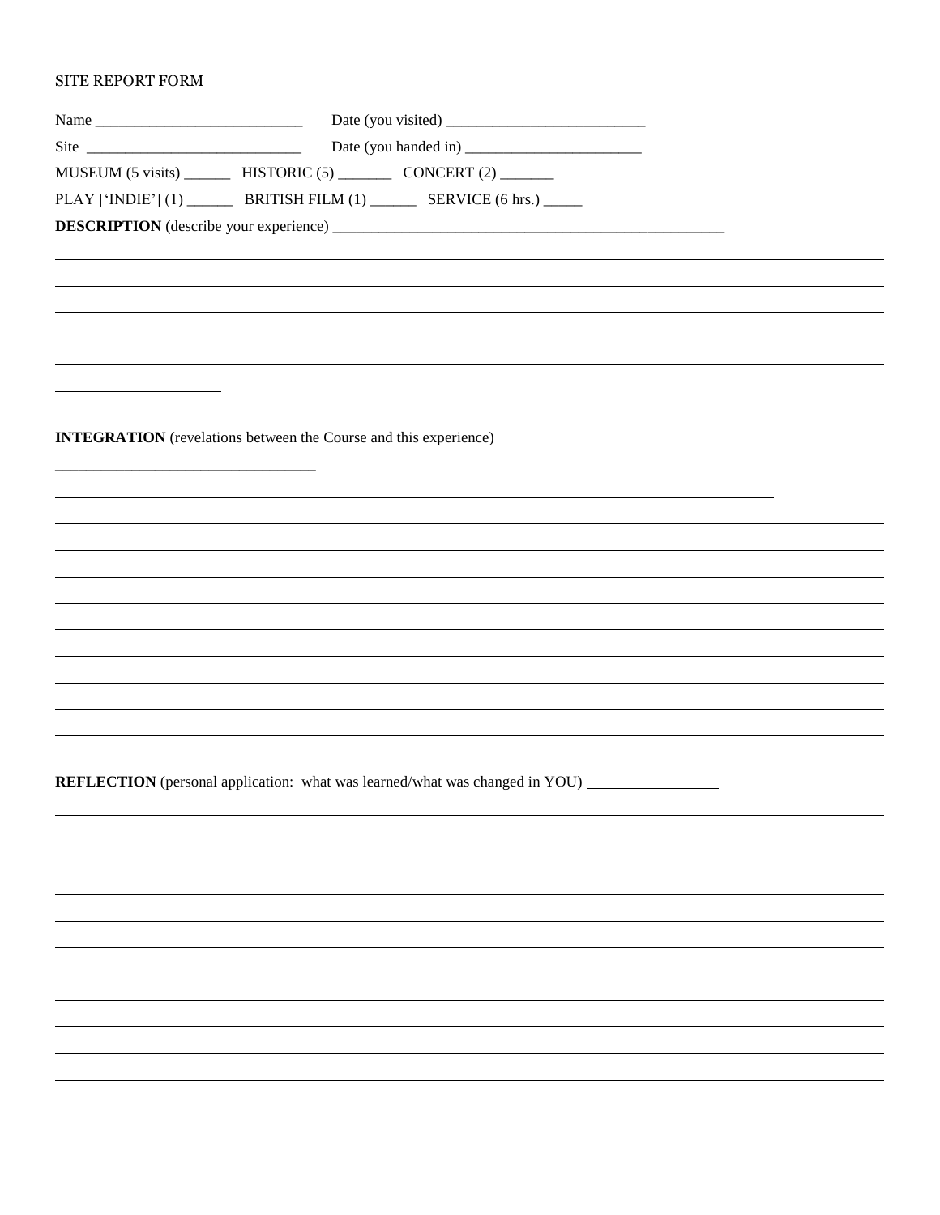SITE REPORT FORM

Name ___________________________ Date (you visited) __________________________

Site ____________________________ Date (you handed in) _______________________

MUSEUM (5 visits) ______ HISTORIC (5) _______ CONCERT (2) _______

PLAY ['INDIE'] (1) ______ BRITISH FILM (1) ______ SERVICE (6 hrs.) _____

**DESCRIPTION** (describe your experience) ____________________________________________________

**INTEGRATION** (revelations between the Course and this experience) ___________________________________

**REFLECTION** (personal application: what was learned/what was changed in YOU) ________________